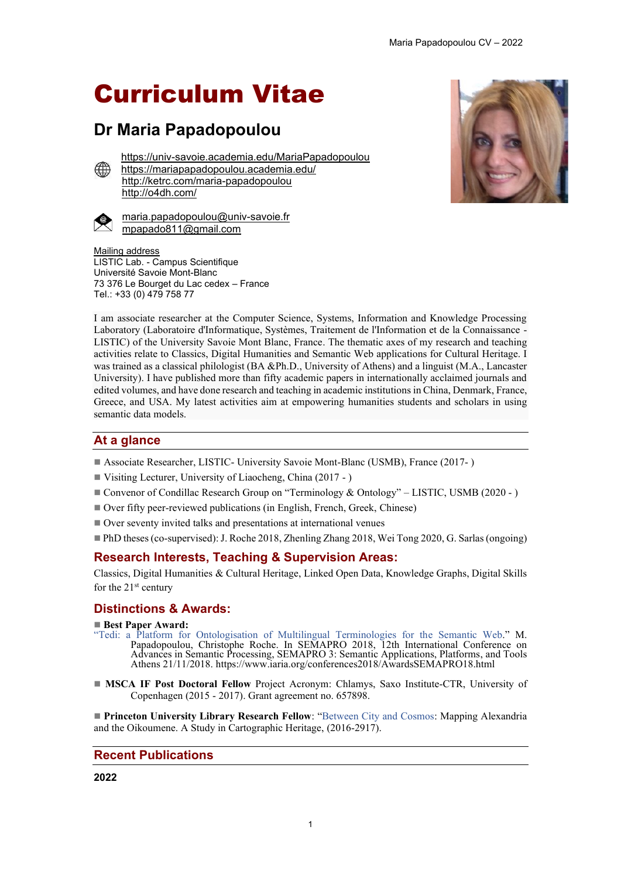# Curriculum Vitae

## Dr Maria Papadopoulou

https://univ-savoie.academia.edu/MariaPapadopoulou
https://mariapapadopoulou.academia.edu/
http://ketrc.com/maria-papadopoulou
http://o4dh.com/

maria.papadopoulou@univ-savoie.fr
mpapado811@gmail.com

Mailing address
LISTIC Lab. - Campus Scientifique
Université Savoie Mont-Blanc
73 376 Le Bourget du Lac cedex – France
Tel.: +33 (0) 479 758 77

I am associate researcher at the Computer Science, Systems, Information and Knowledge Processing Laboratory (Laboratoire d'Informatique, Systèmes, Traitement de l'Information et de la Connaissance - LISTIC) of the University Savoie Mont Blanc, France. The thematic axes of my research and teaching activities relate to Classics, Digital Humanities and Semantic Web applications for Cultural Heritage. I was trained as a classical philologist (BA &Ph.D., University of Athens) and a linguist (M.A., Lancaster University). I have published more than fifty academic papers in internationally acclaimed journals and edited volumes, and have done research and teaching in academic institutions in China, Denmark, France, Greece, and USA. My latest activities aim at empowering humanities students and scholars in using semantic data models.

## At a glance

- Associate Researcher, LISTIC- University Savoie Mont-Blanc (USMB), France (2017- )
- Visiting Lecturer, University of Liaocheng, China (2017 - )
- Convenor of Condillac Research Group on "Terminology & Ontology" – LISTIC, USMB (2020 - )
- Over fifty peer-reviewed publications (in English, French, Greek, Chinese)
- Over seventy invited talks and presentations at international venues
- PhD theses (co-supervised): J. Roche 2018, Zhenling Zhang 2018, Wei Tong 2020, G. Sarlas (ongoing)

## Research Interests, Teaching & Supervision Areas:

Classics, Digital Humanities & Cultural Heritage, Linked Open Data, Knowledge Graphs, Digital Skills for the 21st century

## Distinctions & Awards:

- **Best Paper Award:**
"Tedi: a Platform for Ontologisation of Multilingual Terminologies for the Semantic Web." M. Papadopoulou, Christophe Roche. In SEMAPRO 2018, 12th International Conference on Advances in Semantic Processing, SEMAPRO 3: Semantic Applications, Platforms, and Tools Athens 21/11/2018. https://www.iaria.org/conferences2018/AwardsSEMAPRO18.html

- **MSCA IF Post Doctoral Fellow** Project Acronym: Chlamys, Saxo Institute-CTR, University of Copenhagen (2015 - 2017). Grant agreement no. 657898.

- **Princeton University Library Research Fellow**: "Between City and Cosmos: Mapping Alexandria and the Oikoumene. A Study in Cartographic Heritage, (2016-2917).

## Recent Publications

**2022**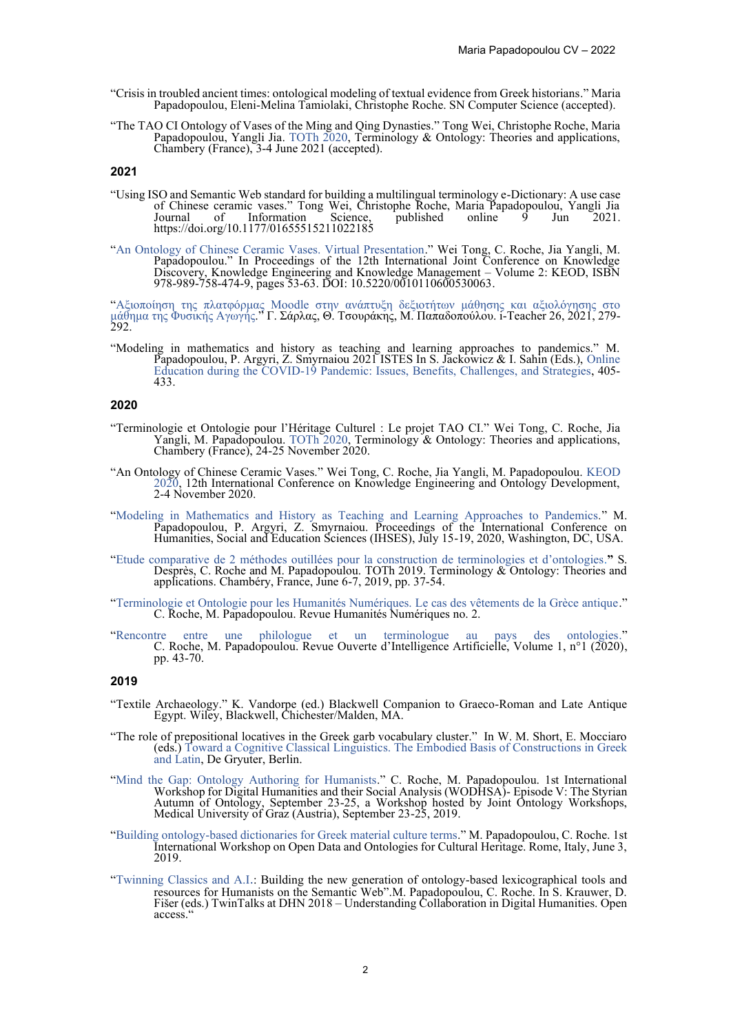"Crisis in troubled ancient times: ontological modeling of textual evidence from Greek historians." Maria Papadopoulou, Eleni-Melina Tamiolaki, Christophe Roche. SN Computer Science (accepted).

"The TAO CI Ontology of Vases of the Ming and Qing Dynasties." Tong Wei, Christophe Roche, Maria Papadopoulou, Yangli Jia. TOTh 2020, Terminology & Ontology: Theories and applications, Chambery (France), 3-4 June 2021 (accepted).

### 2021

"Using ISO and Semantic Web standard for building a multilingual terminology e-Dictionary: A use case of Chinese ceramic vases." Tong Wei, Christophe Roche, Maria Papadopoulou, Yangli Jia Journal of Information Science, published online 9 Jun 2021. https://doi.org/10.1177/01655515211022185

"An Ontology of Chinese Ceramic Vases. Virtual Presentation." Wei Tong, C. Roche, Jia Yangli, M. Papadopoulou." In Proceedings of the 12th International Joint Conference on Knowledge Discovery, Knowledge Engineering and Knowledge Management – Volume 2: KEOD, ISBN 978-989-758-474-9, pages 53-63. DOI: 10.5220/0010110600530063.

"Αξιοποίηση της πλατφόρμας Moodle στην ανάπτυξη δεξιοτήτων μάθησης και αξιολόγησης στο μάθημα της Φυσικής Αγωγής." Γ. Σάρλας, Θ. Τσουράκης, Μ. Παπαδοπούλου. i-Teacher 26, 2021, 279-292.

"Modeling in mathematics and history as teaching and learning approaches to pandemics." M. Papadopoulou, P. Argyri, Z. Smyrnaiou 2021 ISTES In S. Jackowicz & I. Sahin (Eds.), Online Education during the COVID-19 Pandemic: Issues, Benefits, Challenges, and Strategies, 405-433.

### 2020

"Terminologie et Ontologie pour l'Héritage Culturel : Le projet TAO CI." Wei Tong, C. Roche, Jia Yangli, M. Papadopoulou. TOTh 2020, Terminology & Ontology: Theories and applications, Chambery (France), 24-25 November 2020.

"An Ontology of Chinese Ceramic Vases." Wei Tong, C. Roche, Jia Yangli, M. Papadopoulou. KEOD 2020, 12th International Conference on Knowledge Engineering and Ontology Development, 2-4 November 2020.

"Modeling in Mathematics and History as Teaching and Learning Approaches to Pandemics." M. Papadopoulou, P. Argyri, Z. Smyrnaiou. Proceedings of the International Conference on Humanities, Social and Education Sciences (IHSES), July 15-19, 2020, Washington, DC, USA.

"Etude comparative de 2 méthodes outillées pour la construction de terminologies et d'ontologies." S. Desprès, C. Roche and M. Papadopoulou. TOTh 2019. Terminology & Ontology: Theories and applications. Chambéry, France, June 6-7, 2019, pp. 37-54.

"Terminologie et Ontologie pour les Humanités Numériques. Le cas des vêtements de la Grèce antique." C. Roche, M. Papadopoulou. Revue Humanités Numériques no. 2.

"Rencontre entre une philologue et un terminologue au pays des ontologies." C. Roche, M. Papadopoulou. Revue Ouverte d'Intelligence Artificielle, Volume 1, n°1 (2020), pp. 43-70.

### 2019

"Textile Archaeology." K. Vandorpe (ed.) Blackwell Companion to Graeco-Roman and Late Antique Egypt. Wiley, Blackwell, Chichester/Malden, MA.

"The role of prepositional locatives in the Greek garb vocabulary cluster." In W. M. Short, E. Mocciaro (eds.) Toward a Cognitive Classical Linguistics. The Embodied Basis of Constructions in Greek and Latin, De Gryuter, Berlin.

"Mind the Gap: Ontology Authoring for Humanists." C. Roche, M. Papadopoulou. 1st International Workshop for Digital Humanities and their Social Analysis (WODHSA)- Episode V: The Styrian Autumn of Ontology, September 23-25, a Workshop hosted by Joint Ontology Workshops, Medical University of Graz (Austria), September 23-25, 2019.

"Building ontology-based dictionaries for Greek material culture terms." M. Papadopoulou, C. Roche. 1st International Workshop on Open Data and Ontologies for Cultural Heritage. Rome, Italy, June 3, 2019.

"Twinning Classics and A.I.: Building the new generation of ontology-based lexicographical tools and resources for Humanists on the Semantic Web".M. Papadopoulou, C. Roche. In S. Krauwer, D. Fišer (eds.) TwinTalks at DHN 2018 – Understanding Collaboration in Digital Humanities. Open access."